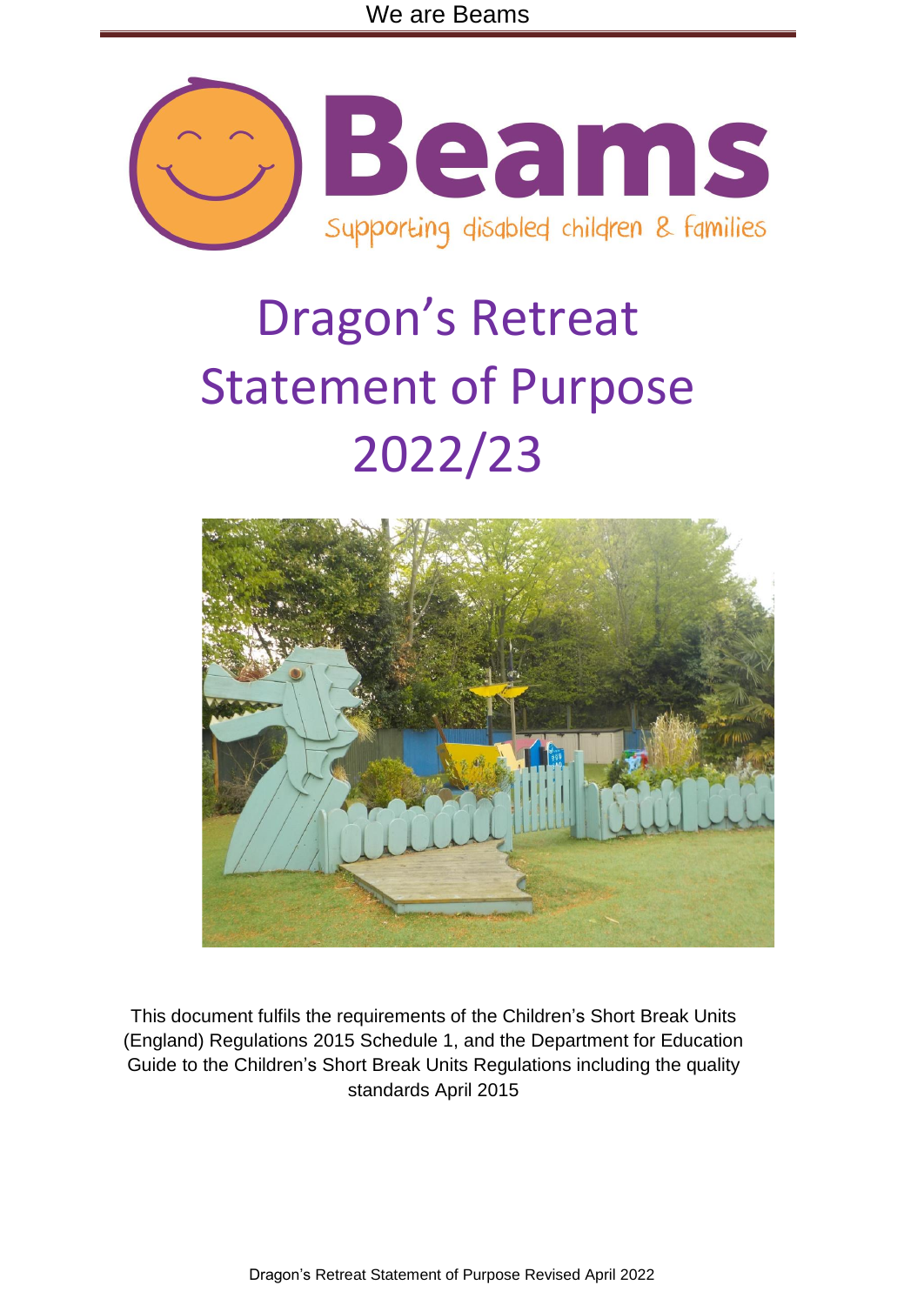Beams

Supporting disabled children & families

# Dragon's Retreat Statement of Purpose 2022/23

This document fulfils the requirements of the Children's Short Break Units (England) Regulations 2015 Schedule 1, and the Department for Education Guide to the Children's Short Break Units Regulations including the quality standards April 2015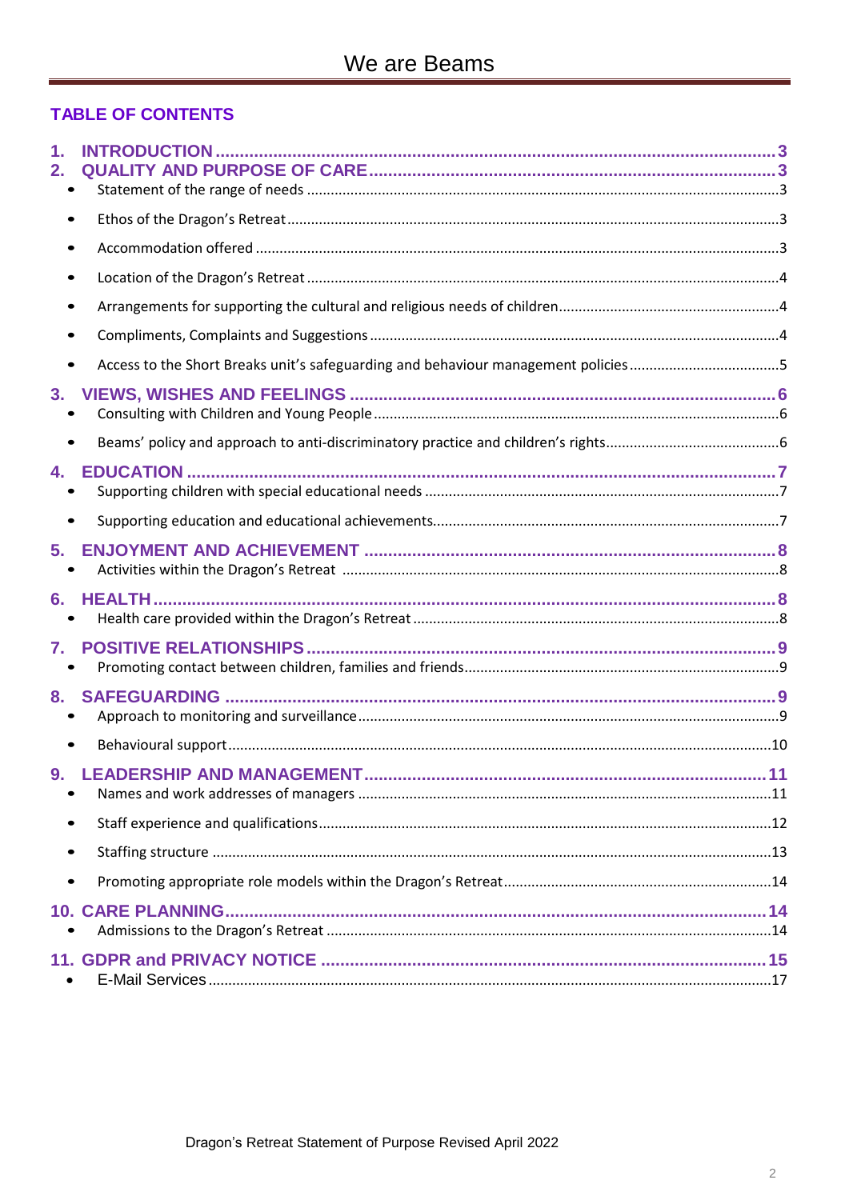**TABLE OF CONTENTS**

1. INTRODUCTION ..... 3
2. QUALITY AND PURPOSE OF CARE ..... 3
   - Statement of the range of needs ..... 3
   - Ethos of the Dragon's Retreat ..... 3
   - Accommodation offered ..... 3
   - Location of the Dragon's Retreat ..... 4
   - Arrangements for supporting the cultural and religious needs of children ..... 4
   - Compliments, Complaints and Suggestions ..... 4
   - Access to the Short Breaks unit's safeguarding and behaviour management policies ..... 5
3. VIEWS, WISHES AND FEELINGS ..... 6
   - Consulting with Children and Young People ..... 6
   - Beams' policy and approach to anti-discriminatory practice and children's rights ..... 6
4. EDUCATION ..... 7
   - Supporting children with special educational needs ..... 7
   - Supporting education and educational achievements ..... 7
5. ENJOYMENT AND ACHIEVEMENT ..... 8
   - Activities within the Dragon's Retreat ..... 8
6. HEALTH ..... 8
   - Health care provided within the Dragon's Retreat ..... 8
7. POSITIVE RELATIONSHIPS ..... 9
   - Promoting contact between children, families and friends ..... 9
8. SAFEGUARDING ..... 9
   - Approach to monitoring and surveillance ..... 9
   - Behavioural support ..... 10
9. LEADERSHIP AND MANAGEMENT ..... 11
   - Names and work addresses of managers ..... 11
   - Staff experience and qualifications ..... 12
   - Staffing structure ..... 13
   - Promoting appropriate role models within the Dragon's Retreat ..... 14
10. CARE PLANNING ..... 14
   - Admissions to the Dragon's Retreat ..... 14
11. GDPR and PRIVACY NOTICE ..... 15
   - E-Mail Services ..... 17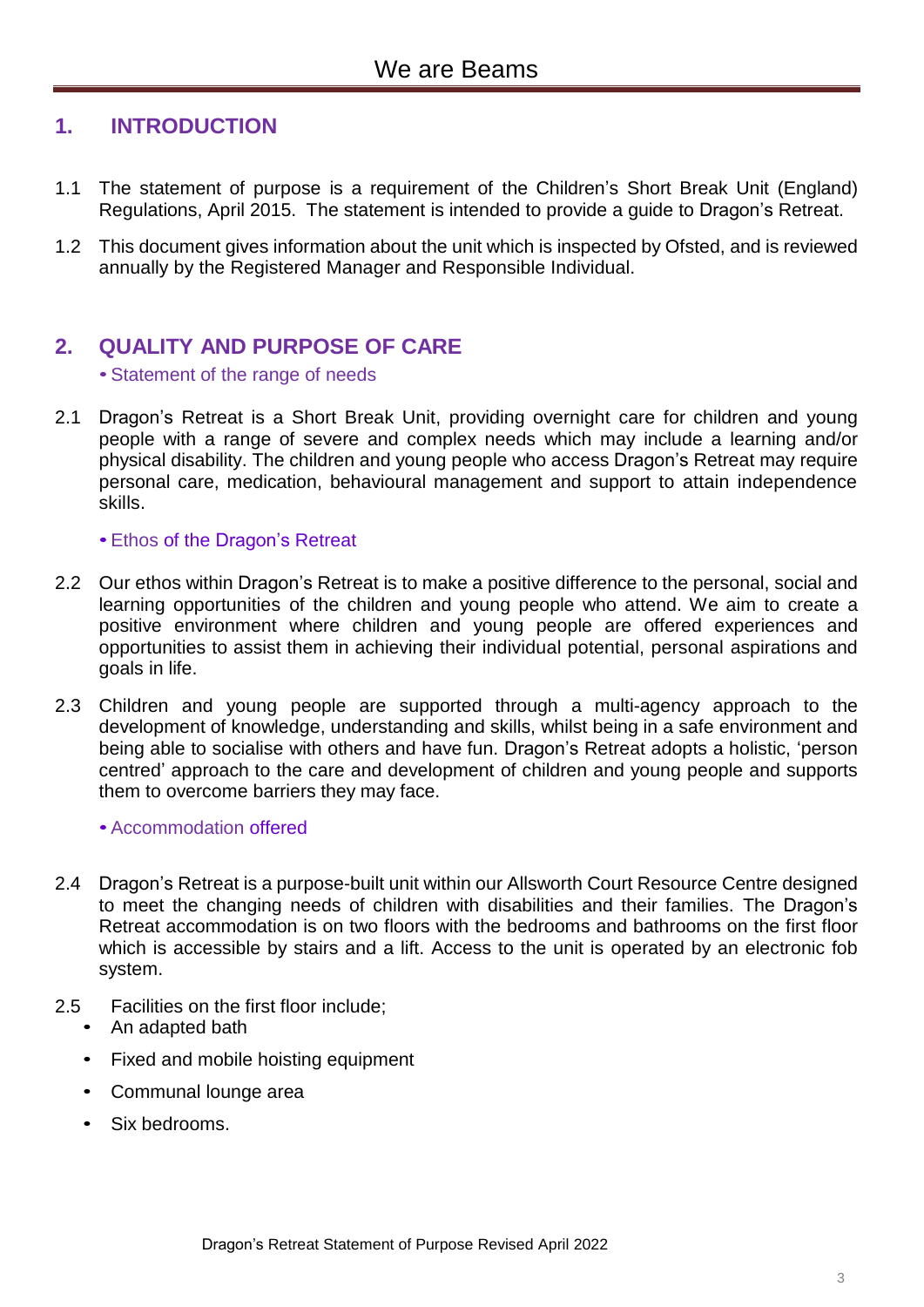## 1. INTRODUCTION

1.1 The statement of purpose is a requirement of the Children's Short Break Unit (England) Regulations, April 2015. The statement is intended to provide a guide to Dragon's Retreat.

1.2 This document gives information about the unit which is inspected by Ofsted, and is reviewed annually by the Registered Manager and Responsible Individual.

## 2. QUALITY AND PURPOSE OF CARE

• Statement of the range of needs

2.1 Dragon's Retreat is a Short Break Unit, providing overnight care for children and young people with a range of severe and complex needs which may include a learning and/or physical disability. The children and young people who access Dragon's Retreat may require personal care, medication, behavioural management and support to attain independence skills.

• Ethos of the Dragon's Retreat

2.2 Our ethos within Dragon's Retreat is to make a positive difference to the personal, social and learning opportunities of the children and young people who attend. We aim to create a positive environment where children and young people are offered experiences and opportunities to assist them in achieving their individual potential, personal aspirations and goals in life.

2.3 Children and young people are supported through a multi-agency approach to the development of knowledge, understanding and skills, whilst being in a safe environment and being able to socialise with others and have fun. Dragon's Retreat adopts a holistic, 'person centred' approach to the care and development of children and young people and supports them to overcome barriers they may face.

• Accommodation offered

2.4 Dragon's Retreat is a purpose-built unit within our Allsworth Court Resource Centre designed to meet the changing needs of children with disabilities and their families. The Dragon's Retreat accommodation is on two floors with the bedrooms and bathrooms on the first floor which is accessible by stairs and a lift. Access to the unit is operated by an electronic fob system.

2.5 Facilities on the first floor include;

- An adapted bath
- Fixed and mobile hoisting equipment
- Communal lounge area
- Six bedrooms.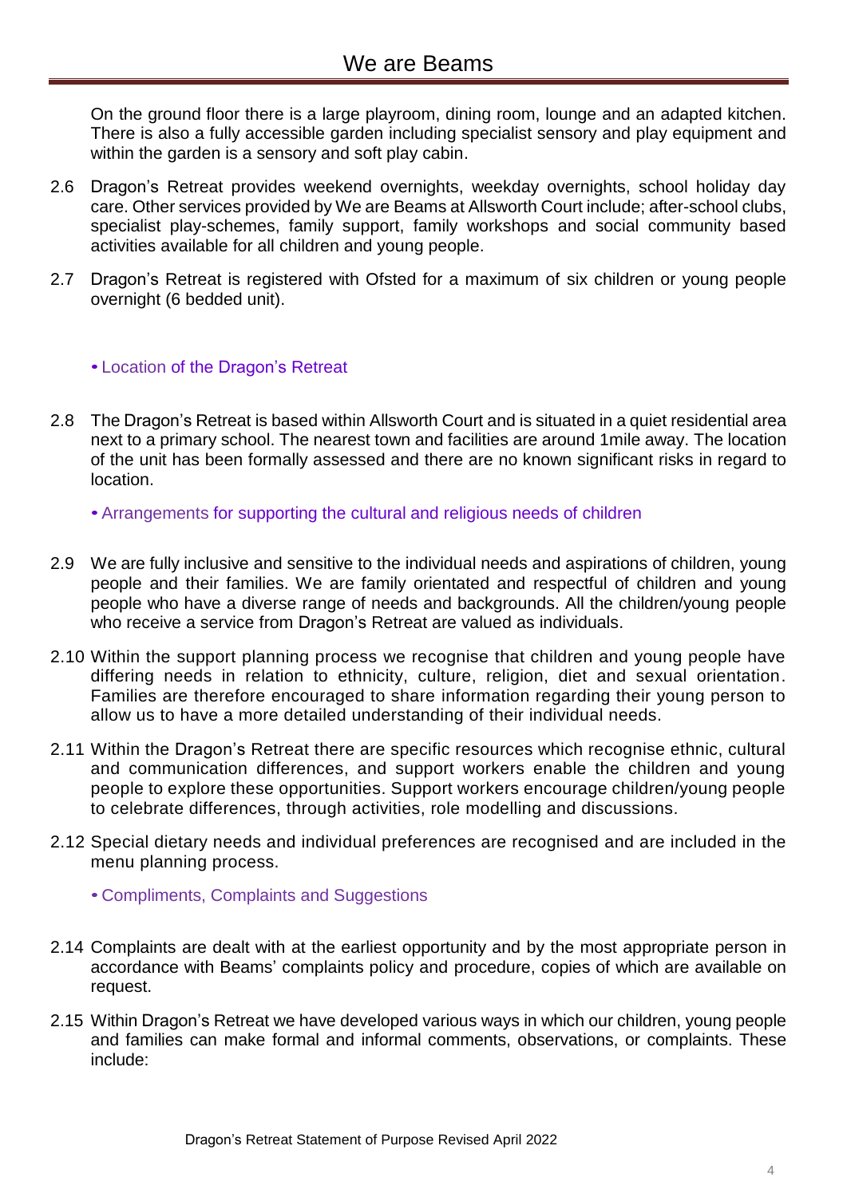On the ground floor there is a large playroom, dining room, lounge and an adapted kitchen. There is also a fully accessible garden including specialist sensory and play equipment and within the garden is a sensory and soft play cabin.

2.6 Dragon's Retreat provides weekend overnights, weekday overnights, school holiday day care. Other services provided by We are Beams at Allsworth Court include; after-school clubs, specialist play-schemes, family support, family workshops and social community based activities available for all children and young people.

2.7 Dragon's Retreat is registered with Ofsted for a maximum of six children or young people overnight (6 bedded unit).

### • Location of the Dragon's Retreat

2.8 The Dragon's Retreat is based within Allsworth Court and is situated in a quiet residential area next to a primary school. The nearest town and facilities are around 1mile away. The location of the unit has been formally assessed and there are no known significant risks in regard to location.

### • Arrangements for supporting the cultural and religious needs of children

2.9 We are fully inclusive and sensitive to the individual needs and aspirations of children, young people and their families. We are family orientated and respectful of children and young people who have a diverse range of needs and backgrounds. All the children/young people who receive a service from Dragon's Retreat are valued as individuals.

2.10 Within the support planning process we recognise that children and young people have differing needs in relation to ethnicity, culture, religion, diet and sexual orientation. Families are therefore encouraged to share information regarding their young person to allow us to have a more detailed understanding of their individual needs.

2.11 Within the Dragon's Retreat there are specific resources which recognise ethnic, cultural and communication differences, and support workers enable the children and young people to explore these opportunities. Support workers encourage children/young people to celebrate differences, through activities, role modelling and discussions.

2.12 Special dietary needs and individual preferences are recognised and are included in the menu planning process.

### • Compliments, Complaints and Suggestions

2.14 Complaints are dealt with at the earliest opportunity and by the most appropriate person in accordance with Beams' complaints policy and procedure, copies of which are available on request.

2.15 Within Dragon's Retreat we have developed various ways in which our children, young people and families can make formal and informal comments, observations, or complaints. These include: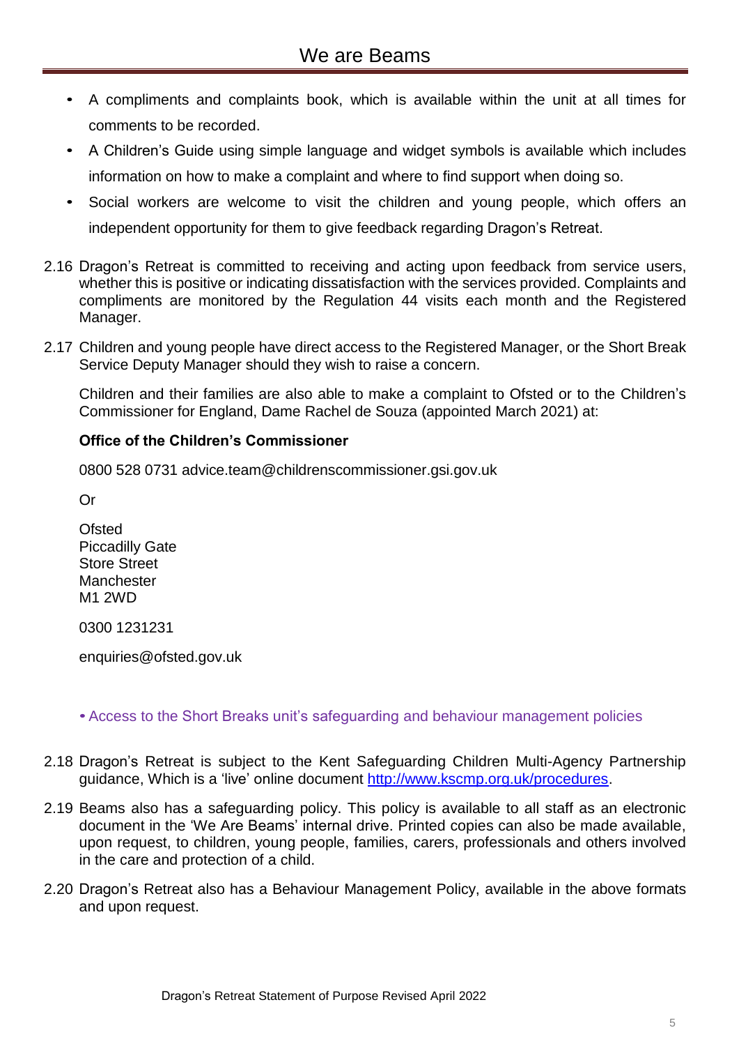- A compliments and complaints book, which is available within the unit at all times for comments to be recorded.
- A Children's Guide using simple language and widget symbols is available which includes information on how to make a complaint and where to find support when doing so.
- Social workers are welcome to visit the children and young people, which offers an independent opportunity for them to give feedback regarding Dragon's Retreat.

2.16 Dragon's Retreat is committed to receiving and acting upon feedback from service users, whether this is positive or indicating dissatisfaction with the services provided. Complaints and compliments are monitored by the Regulation 44 visits each month and the Registered Manager.

2.17 Children and young people have direct access to the Registered Manager, or the Short Break Service Deputy Manager should they wish to raise a concern.

Children and their families are also able to make a complaint to Ofsted or to the Children's Commissioner for England, Dame Rachel de Souza (appointed March 2021) at:

**Office of the Children's Commissioner**

0800 528 0731 advice.team@childrenscommissioner.gsi.gov.uk

Or

Ofsted
Piccadilly Gate
Store Street
Manchester
M1 2WD

0300 1231231

enquiries@ofsted.gov.uk

- Access to the Short Breaks unit's safeguarding and behaviour management policies

2.18 Dragon's Retreat is subject to the Kent Safeguarding Children Multi-Agency Partnership guidance, Which is a 'live' online document [http://www.kscmp.org.uk/procedures](http://www.kscmp.org.uk/procedures).

2.19 Beams also has a safeguarding policy. This policy is available to all staff as an electronic document in the 'We Are Beams' internal drive. Printed copies can also be made available, upon request, to children, young people, families, carers, professionals and others involved in the care and protection of a child.

2.20 Dragon's Retreat also has a Behaviour Management Policy, available in the above formats and upon request.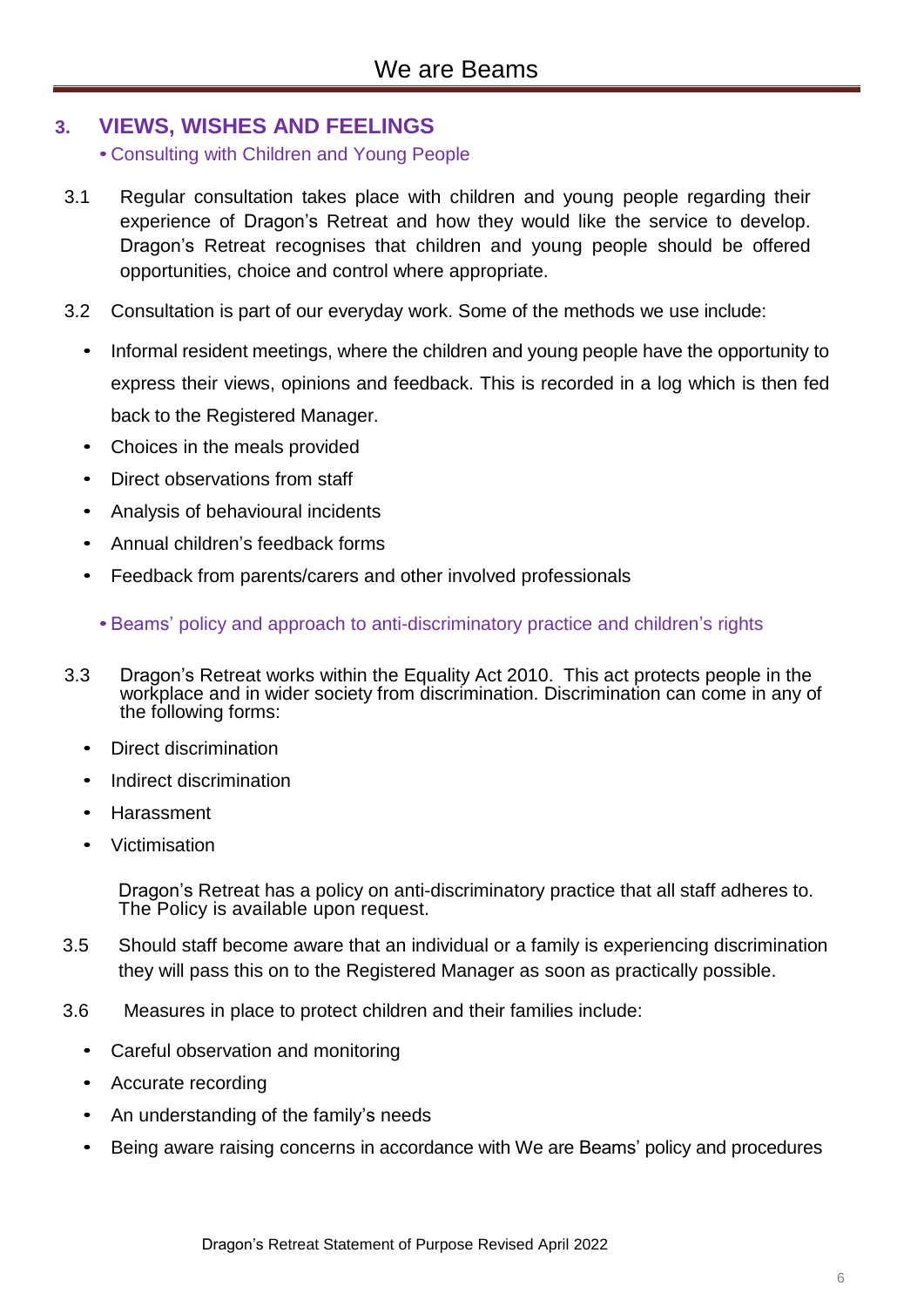## 3. VIEWS, WISHES AND FEELINGS

- Consulting with Children and Young People

3.1 Regular consultation takes place with children and young people regarding their experience of Dragon's Retreat and how they would like the service to develop. Dragon's Retreat recognises that children and young people should be offered opportunities, choice and control where appropriate.

3.2 Consultation is part of our everyday work. Some of the methods we use include:

- Informal resident meetings, where the children and young people have the opportunity to express their views, opinions and feedback. This is recorded in a log which is then fed back to the Registered Manager.
- Choices in the meals provided
- Direct observations from staff
- Analysis of behavioural incidents
- Annual children's feedback forms
- Feedback from parents/carers and other involved professionals

- Beams' policy and approach to anti-discriminatory practice and children's rights

3.3 Dragon's Retreat works within the Equality Act 2010. This act protects people in the workplace and in wider society from discrimination. Discrimination can come in any of the following forms:

- Direct discrimination
- Indirect discrimination
- Harassment
- Victimisation

Dragon's Retreat has a policy on anti-discriminatory practice that all staff adheres to. The Policy is available upon request.

3.5 Should staff become aware that an individual or a family is experiencing discrimination they will pass this on to the Registered Manager as soon as practically possible.

3.6 Measures in place to protect children and their families include:

- Careful observation and monitoring
- Accurate recording
- An understanding of the family's needs
- Being aware raising concerns in accordance with We are Beams' policy and procedures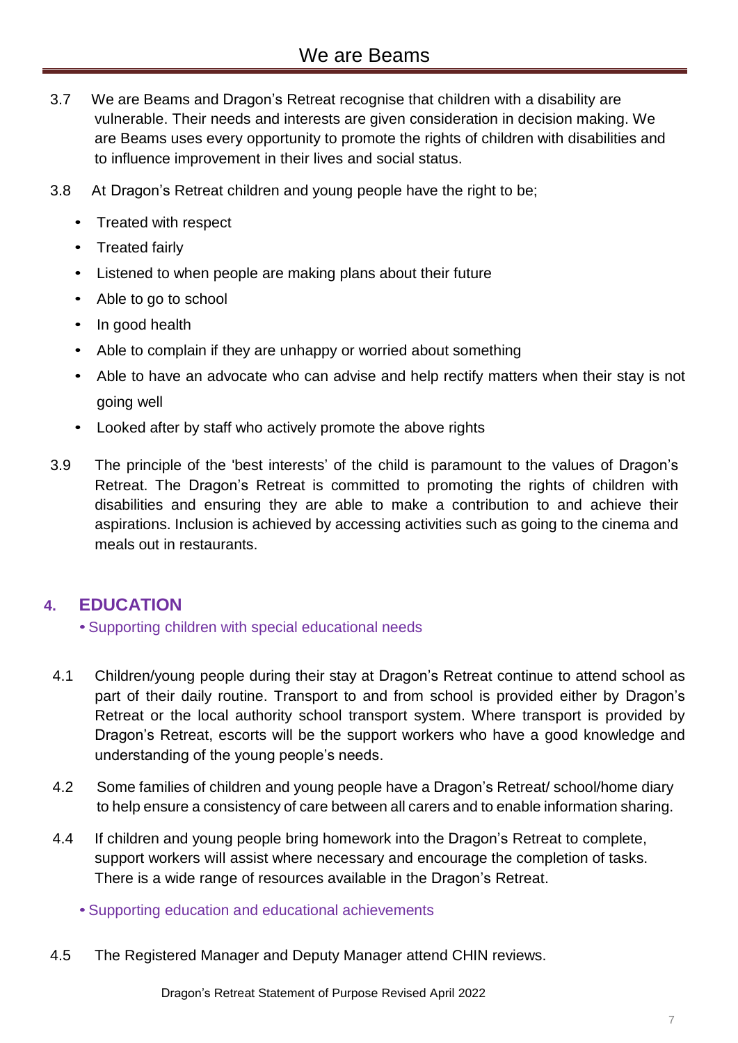3.7 We are Beams and Dragon's Retreat recognise that children with a disability are vulnerable. Their needs and interests are given consideration in decision making. We are Beams uses every opportunity to promote the rights of children with disabilities and to influence improvement in their lives and social status.

3.8 At Dragon's Retreat children and young people have the right to be;

- Treated with respect
- Treated fairly
- Listened to when people are making plans about their future
- Able to go to school
- In good health
- Able to complain if they are unhappy or worried about something
- Able to have an advocate who can advise and help rectify matters when their stay is not going well
- Looked after by staff who actively promote the above rights

3.9 The principle of the 'best interests' of the child is paramount to the values of Dragon's Retreat. The Dragon's Retreat is committed to promoting the rights of children with disabilities and ensuring they are able to make a contribution to and achieve their aspirations. Inclusion is achieved by accessing activities such as going to the cinema and meals out in restaurants.

## 4. EDUCATION

- Supporting children with special educational needs

4.1 Children/young people during their stay at Dragon's Retreat continue to attend school as part of their daily routine. Transport to and from school is provided either by Dragon's Retreat or the local authority school transport system. Where transport is provided by Dragon's Retreat, escorts will be the support workers who have a good knowledge and understanding of the young people's needs.

4.2 Some families of children and young people have a Dragon's Retreat/ school/home diary to help ensure a consistency of care between all carers and to enable information sharing.

4.4 If children and young people bring homework into the Dragon's Retreat to complete, support workers will assist where necessary and encourage the completion of tasks. There is a wide range of resources available in the Dragon's Retreat.

- Supporting education and educational achievements

4.5 The Registered Manager and Deputy Manager attend CHIN reviews.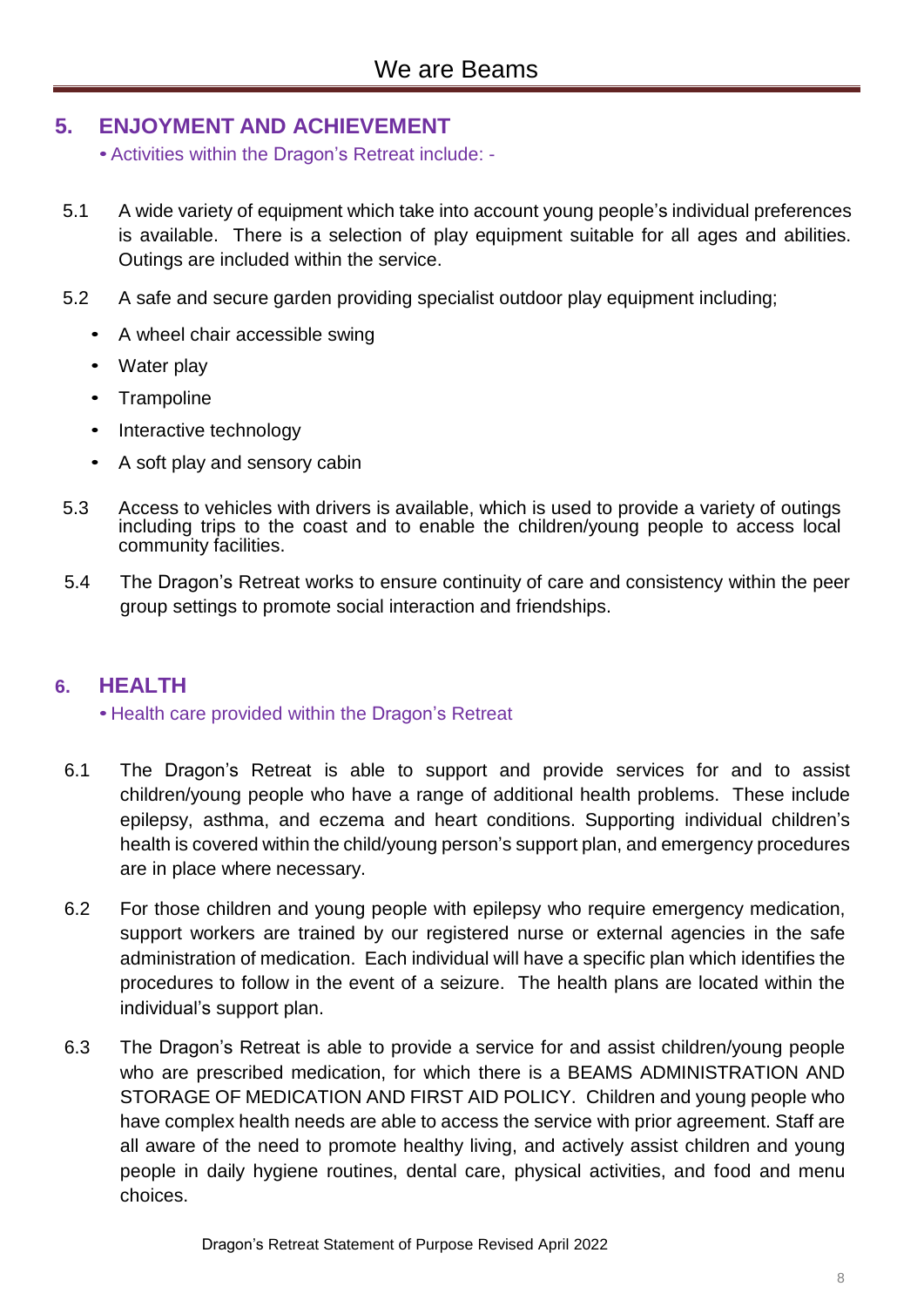## 5. ENJOYMENT AND ACHIEVEMENT

• Activities within the Dragon's Retreat include: -

5.1 A wide variety of equipment which take into account young people's individual preferences is available. There is a selection of play equipment suitable for all ages and abilities. Outings are included within the service.

5.2 A safe and secure garden providing specialist outdoor play equipment including;

- A wheel chair accessible swing
- Water play
- Trampoline
- Interactive technology
- A soft play and sensory cabin

5.3 Access to vehicles with drivers is available, which is used to provide a variety of outings including trips to the coast and to enable the children/young people to access local community facilities.

5.4 The Dragon's Retreat works to ensure continuity of care and consistency within the peer group settings to promote social interaction and friendships.

## 6. HEALTH

• Health care provided within the Dragon's Retreat

6.1 The Dragon's Retreat is able to support and provide services for and to assist children/young people who have a range of additional health problems. These include epilepsy, asthma, and eczema and heart conditions. Supporting individual children's health is covered within the child/young person's support plan, and emergency procedures are in place where necessary.

6.2 For those children and young people with epilepsy who require emergency medication, support workers are trained by our registered nurse or external agencies in the safe administration of medication. Each individual will have a specific plan which identifies the procedures to follow in the event of a seizure. The health plans are located within the individual's support plan.

6.3 The Dragon's Retreat is able to provide a service for and assist children/young people who are prescribed medication, for which there is a BEAMS ADMINISTRATION AND STORAGE OF MEDICATION AND FIRST AID POLICY. Children and young people who have complex health needs are able to access the service with prior agreement. Staff are all aware of the need to promote healthy living, and actively assist children and young people in daily hygiene routines, dental care, physical activities, and food and menu choices.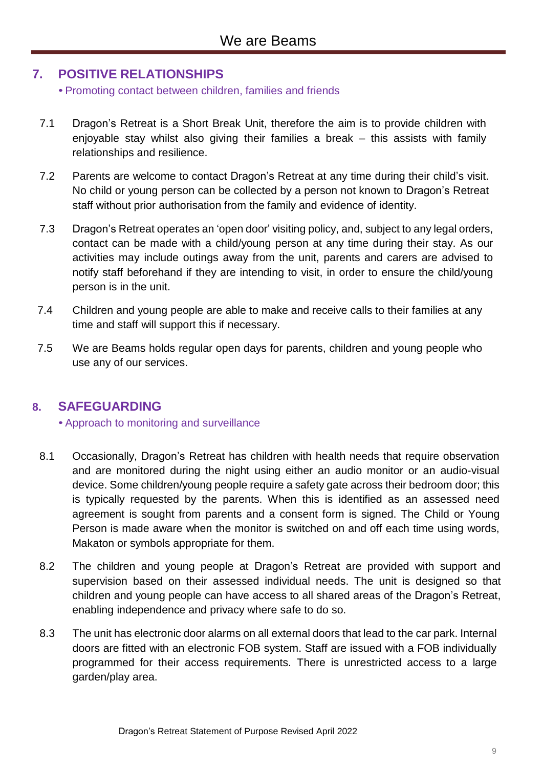## 7. POSITIVE RELATIONSHIPS

• Promoting contact between children, families and friends

7.1 Dragon's Retreat is a Short Break Unit, therefore the aim is to provide children with enjoyable stay whilst also giving their families a break – this assists with family relationships and resilience.

7.2 Parents are welcome to contact Dragon's Retreat at any time during their child's visit. No child or young person can be collected by a person not known to Dragon's Retreat staff without prior authorisation from the family and evidence of identity.

7.3 Dragon's Retreat operates an 'open door' visiting policy, and, subject to any legal orders, contact can be made with a child/young person at any time during their stay. As our activities may include outings away from the unit, parents and carers are advised to notify staff beforehand if they are intending to visit, in order to ensure the child/young person is in the unit.

7.4 Children and young people are able to make and receive calls to their families at any time and staff will support this if necessary.

7.5 We are Beams holds regular open days for parents, children and young people who use any of our services.

## 8. SAFEGUARDING

• Approach to monitoring and surveillance

8.1 Occasionally, Dragon's Retreat has children with health needs that require observation and are monitored during the night using either an audio monitor or an audio-visual device. Some children/young people require a safety gate across their bedroom door; this is typically requested by the parents. When this is identified as an assessed need agreement is sought from parents and a consent form is signed. The Child or Young Person is made aware when the monitor is switched on and off each time using words, Makaton or symbols appropriate for them.

8.2 The children and young people at Dragon's Retreat are provided with support and supervision based on their assessed individual needs. The unit is designed so that children and young people can have access to all shared areas of the Dragon's Retreat, enabling independence and privacy where safe to do so.

8.3 The unit has electronic door alarms on all external doors that lead to the car park. Internal doors are fitted with an electronic FOB system. Staff are issued with a FOB individually programmed for their access requirements. There is unrestricted access to a large garden/play area.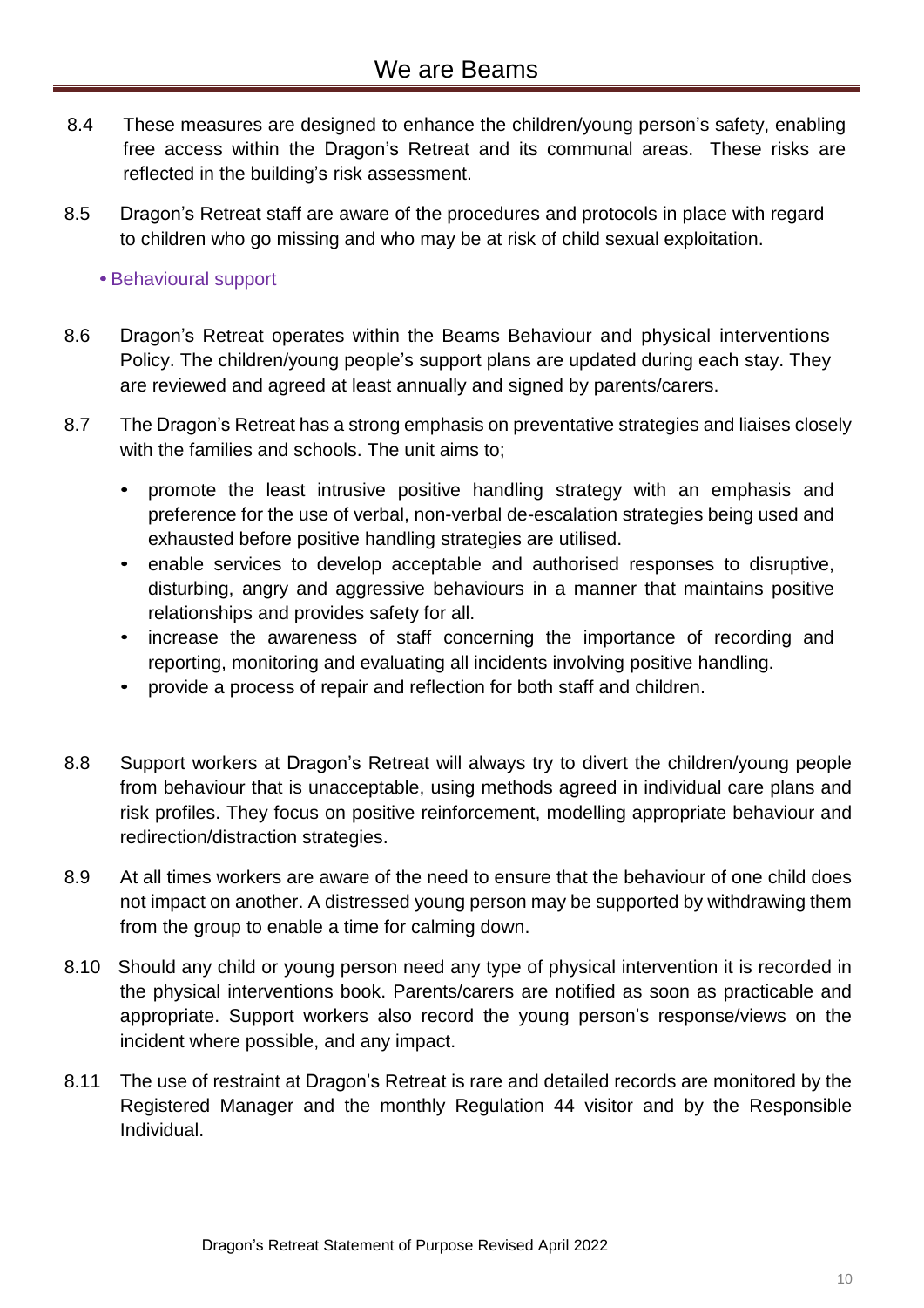8.4 These measures are designed to enhance the children/young person's safety, enabling free access within the Dragon's Retreat and its communal areas. These risks are reflected in the building's risk assessment.

8.5 Dragon's Retreat staff are aware of the procedures and protocols in place with regard to children who go missing and who may be at risk of child sexual exploitation.

- Behavioural support

8.6 Dragon's Retreat operates within the Beams Behaviour and physical interventions Policy. The children/young people's support plans are updated during each stay. They are reviewed and agreed at least annually and signed by parents/carers.

8.7 The Dragon's Retreat has a strong emphasis on preventative strategies and liaises closely with the families and schools. The unit aims to;

- promote the least intrusive positive handling strategy with an emphasis and preference for the use of verbal, non-verbal de-escalation strategies being used and exhausted before positive handling strategies are utilised.
- enable services to develop acceptable and authorised responses to disruptive, disturbing, angry and aggressive behaviours in a manner that maintains positive relationships and provides safety for all.
- increase the awareness of staff concerning the importance of recording and reporting, monitoring and evaluating all incidents involving positive handling.
- provide a process of repair and reflection for both staff and children.

8.8 Support workers at Dragon's Retreat will always try to divert the children/young people from behaviour that is unacceptable, using methods agreed in individual care plans and risk profiles. They focus on positive reinforcement, modelling appropriate behaviour and redirection/distraction strategies.

8.9 At all times workers are aware of the need to ensure that the behaviour of one child does not impact on another. A distressed young person may be supported by withdrawing them from the group to enable a time for calming down.

8.10 Should any child or young person need any type of physical intervention it is recorded in the physical interventions book. Parents/carers are notified as soon as practicable and appropriate. Support workers also record the young person's response/views on the incident where possible, and any impact.

8.11 The use of restraint at Dragon's Retreat is rare and detailed records are monitored by the Registered Manager and the monthly Regulation 44 visitor and by the Responsible Individual.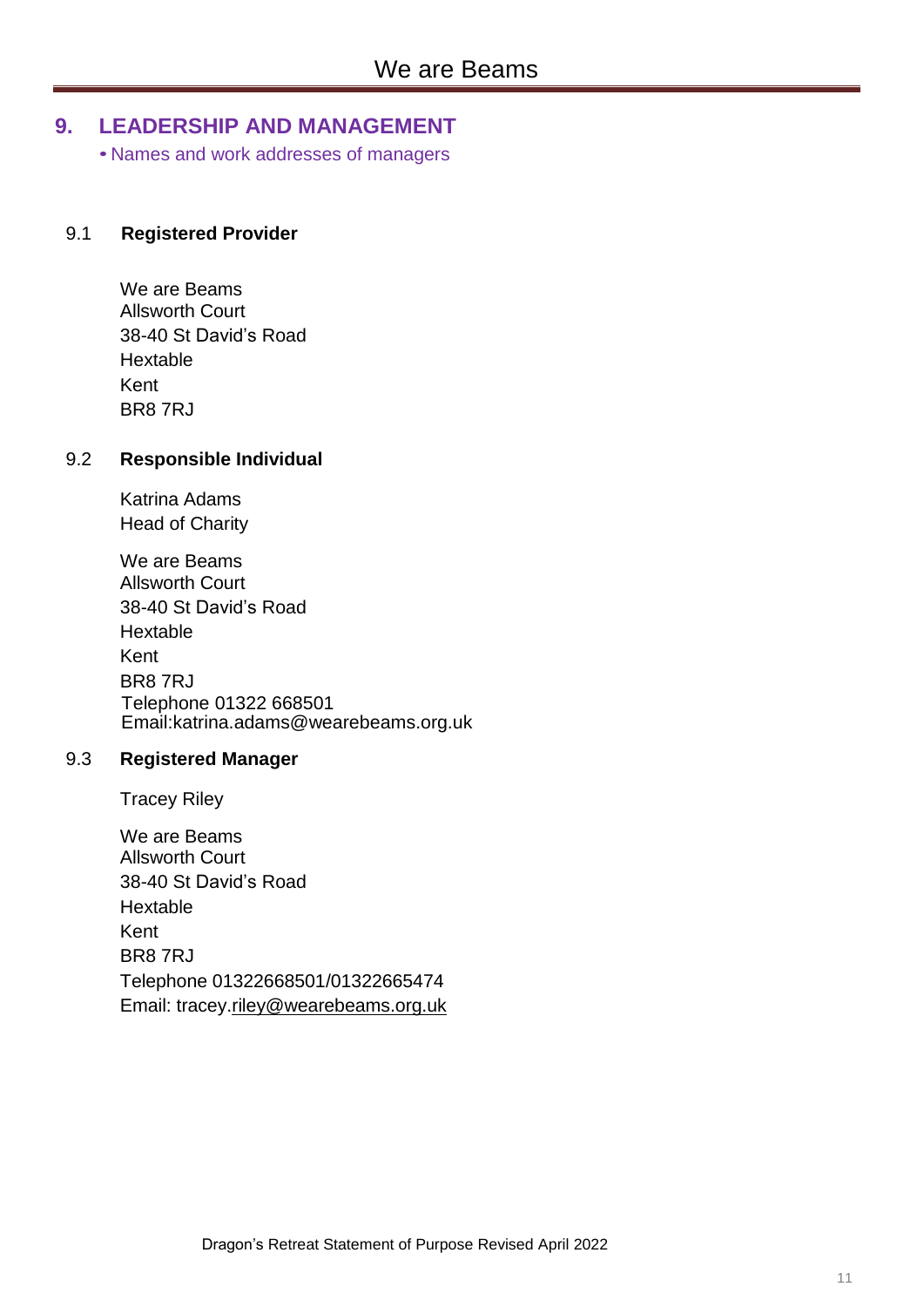## 9. LEADERSHIP AND MANAGEMENT

• Names and work addresses of managers

### 9.1 Registered Provider

We are Beams
Allsworth Court
38-40 St David's Road
Hextable
Kent
BR8 7RJ

### 9.2 Responsible Individual

Katrina Adams
Head of Charity

We are Beams
Allsworth Court
38-40 St David's Road
Hextable
Kent
BR8 7RJ
Telephone 01322 668501
Email:katrina.adams@wearebeams.org.uk

### 9.3 Registered Manager

Tracey Riley

We are Beams
Allsworth Court
38-40 St David's Road
Hextable
Kent
BR8 7RJ
Telephone 01322668501/01322665474
Email: tracey.riley@wearebeams.org.uk

Dragon's Retreat Statement of Purpose Revised April 2022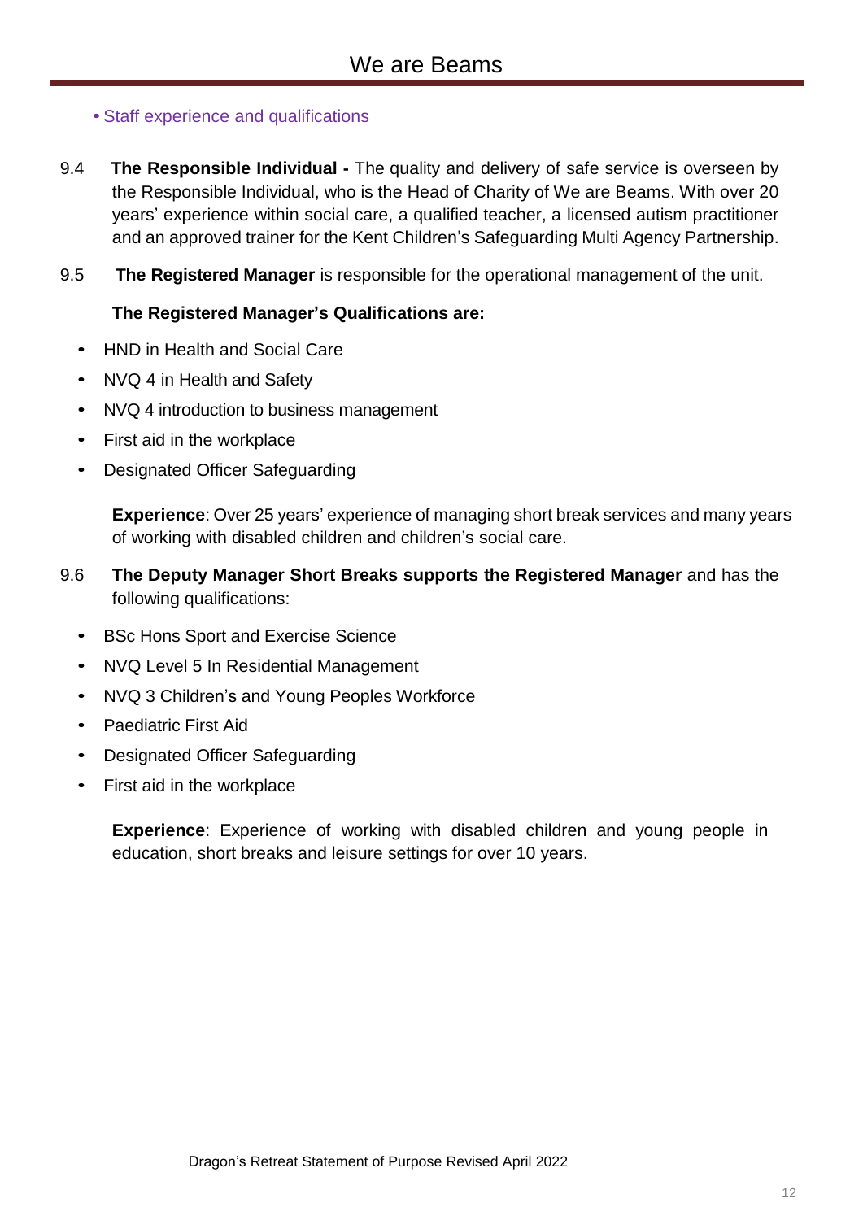- Staff experience and qualifications

9.4 **The Responsible Individual -** The quality and delivery of safe service is overseen by the Responsible Individual, who is the Head of Charity of We are Beams. With over 20 years' experience within social care, a qualified teacher, a licensed autism practitioner and an approved trainer for the Kent Children's Safeguarding Multi Agency Partnership.

9.5 **The Registered Manager** is responsible for the operational management of the unit.

**The Registered Manager's Qualifications are:**

- HND in Health and Social Care
- NVQ 4 in Health and Safety
- NVQ 4 introduction to business management
- First aid in the workplace
- Designated Officer Safeguarding

**Experience**: Over 25 years' experience of managing short break services and many years of working with disabled children and children's social care.

9.6 **The Deputy Manager Short Breaks supports the Registered Manager** and has the following qualifications:

- BSc Hons Sport and Exercise Science
- NVQ Level 5 In Residential Management
- NVQ 3 Children's and Young Peoples Workforce
- Paediatric First Aid
- Designated Officer Safeguarding
- First aid in the workplace

**Experience**: Experience of working with disabled children and young people in education, short breaks and leisure settings for over 10 years.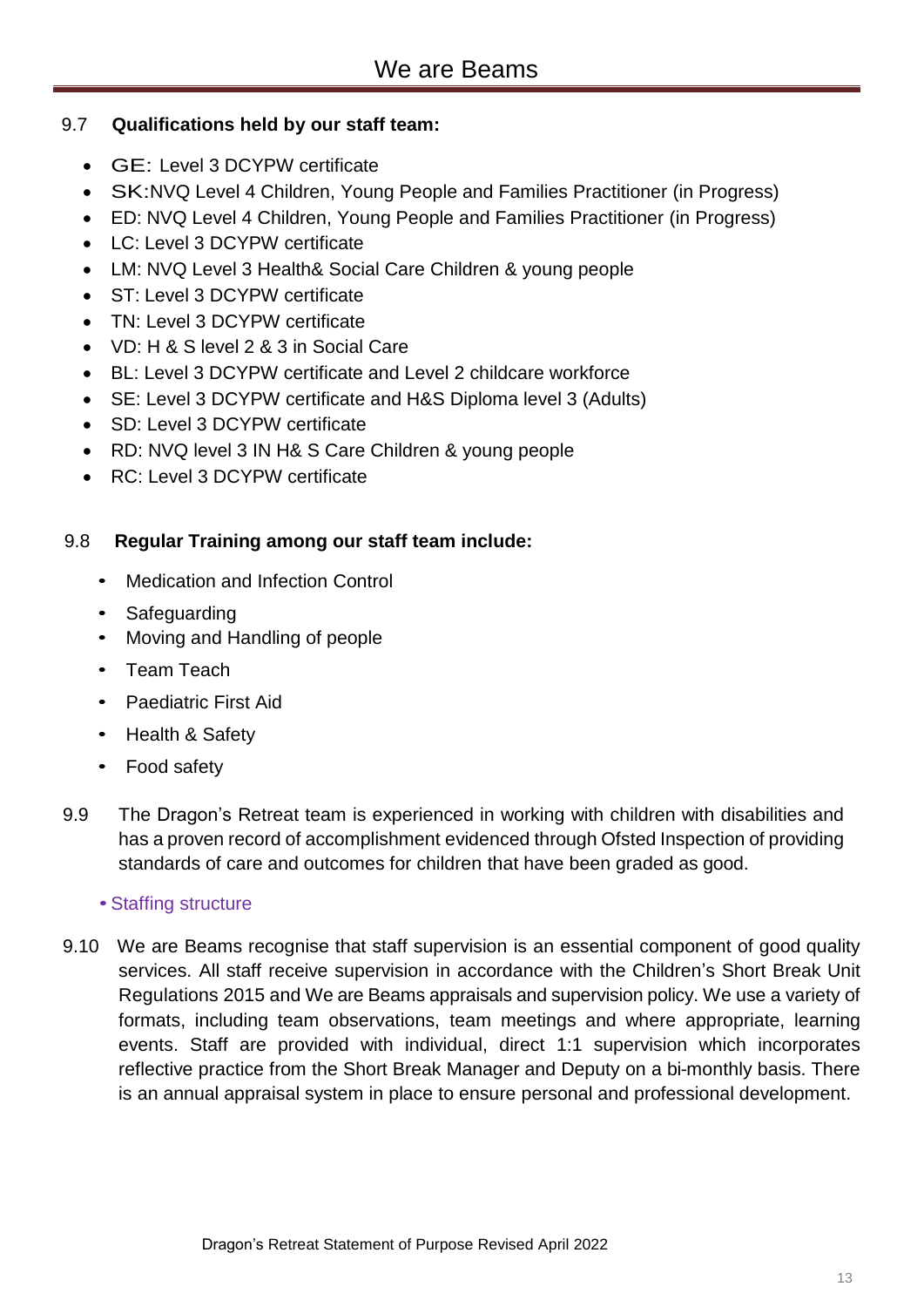9.7 **Qualifications held by our staff team:**

- GE: Level 3 DCYPW certificate
- SK:NVQ Level 4 Children, Young People and Families Practitioner (in Progress)
- ED: NVQ Level 4 Children, Young People and Families Practitioner (in Progress)
- LC: Level 3 DCYPW certificate
- LM: NVQ Level 3 Health& Social Care Children & young people
- ST: Level 3 DCYPW certificate
- TN: Level 3 DCYPW certificate
- VD: H & S level 2 & 3 in Social Care
- BL: Level 3 DCYPW certificate and Level 2 childcare workforce
- SE: Level 3 DCYPW certificate and H&S Diploma level 3 (Adults)
- SD: Level 3 DCYPW certificate
- RD: NVQ level 3 IN H& S Care Children & young people
- RC: Level 3 DCYPW certificate

9.8 **Regular Training among our staff team include:**

- Medication and Infection Control
- Safeguarding
- Moving and Handling of people
- Team Teach
- Paediatric First Aid
- Health & Safety
- Food safety

9.9 The Dragon's Retreat team is experienced in working with children with disabilities and has a proven record of accomplishment evidenced through Ofsted Inspection of providing standards of care and outcomes for children that have been graded as good.

- Staffing structure

9.10 We are Beams recognise that staff supervision is an essential component of good quality services. All staff receive supervision in accordance with the Children's Short Break Unit Regulations 2015 and We are Beams appraisals and supervision policy. We use a variety of formats, including team observations, team meetings and where appropriate, learning events. Staff are provided with individual, direct 1:1 supervision which incorporates reflective practice from the Short Break Manager and Deputy on a bi-monthly basis. There is an annual appraisal system in place to ensure personal and professional development.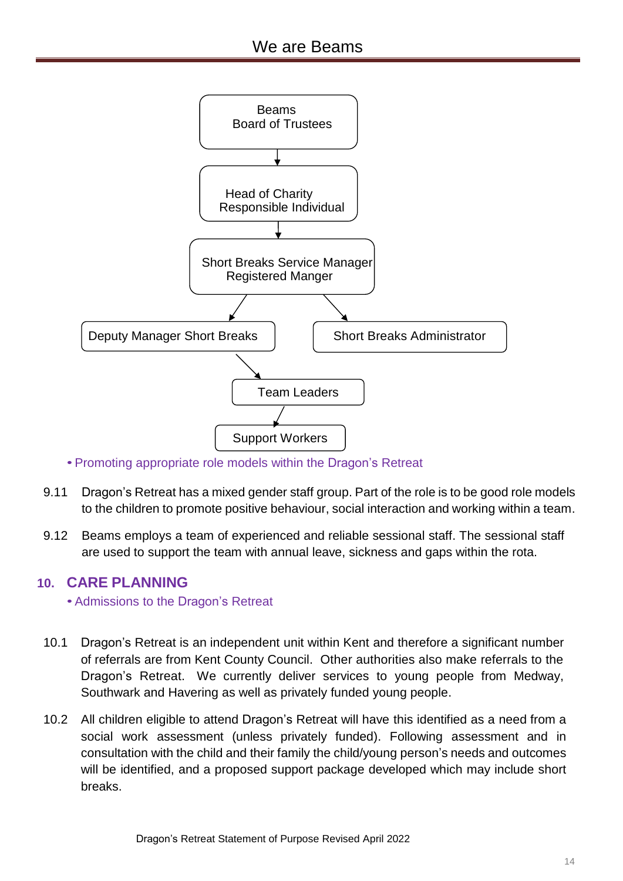Beams
Board of Trustees

↓

Head of Charity
Responsible Individual

↓

Short Breaks Service Manager
Registered Manger

↓

Deputy Manager Short Breaks | Short Breaks Administrator

↓

Team Leaders

↓

Support Workers

- Promoting appropriate role models within the Dragon's Retreat

9.11 Dragon's Retreat has a mixed gender staff group. Part of the role is to be good role models to the children to promote positive behaviour, social interaction and working within a team.

9.12 Beams employs a team of experienced and reliable sessional staff. The sessional staff are used to support the team with annual leave, sickness and gaps within the rota.

## 10. CARE PLANNING

- Admissions to the Dragon's Retreat

10.1 Dragon's Retreat is an independent unit within Kent and therefore a significant number of referrals are from Kent County Council. Other authorities also make referrals to the Dragon's Retreat. We currently deliver services to young people from Medway, Southwark and Havering as well as privately funded young people.

10.2 All children eligible to attend Dragon's Retreat will have this identified as a need from a social work assessment (unless privately funded). Following assessment and in consultation with the child and their family the child/young person's needs and outcomes will be identified, and a proposed support package developed which may include short breaks.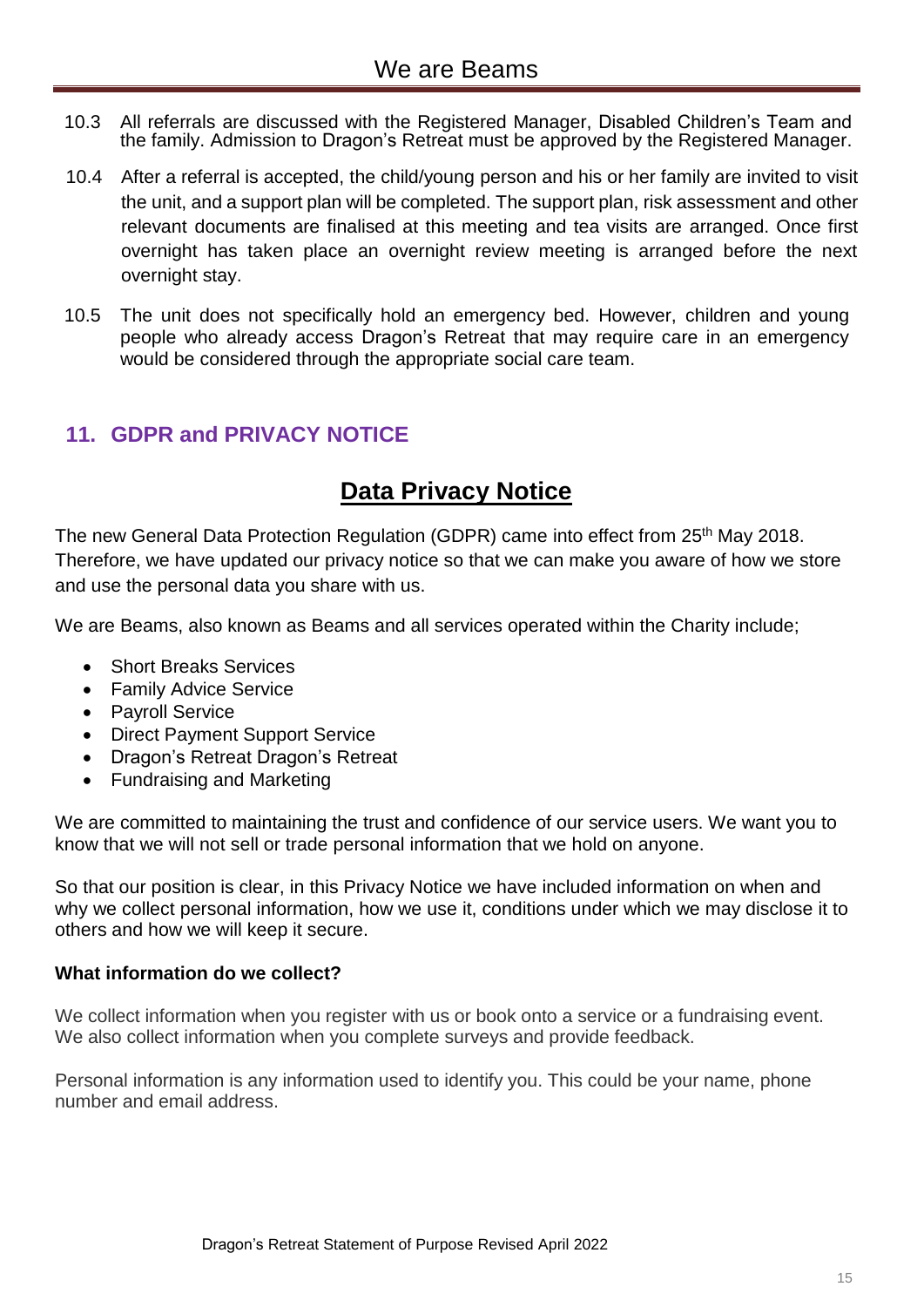10.3 All referrals are discussed with the Registered Manager, Disabled Children's Team and the family. Admission to Dragon's Retreat must be approved by the Registered Manager.

10.4 After a referral is accepted, the child/young person and his or her family are invited to visit the unit, and a support plan will be completed. The support plan, risk assessment and other relevant documents are finalised at this meeting and tea visits are arranged. Once first overnight has taken place an overnight review meeting is arranged before the next overnight stay.

10.5 The unit does not specifically hold an emergency bed. However, children and young people who already access Dragon's Retreat that may require care in an emergency would be considered through the appropriate social care team.

## 11. GDPR and PRIVACY NOTICE

## Data Privacy Notice

The new General Data Protection Regulation (GDPR) came into effect from 25th May 2018. Therefore, we have updated our privacy notice so that we can make you aware of how we store and use the personal data you share with us.

We are Beams, also known as Beams and all services operated within the Charity include;

- Short Breaks Services
- Family Advice Service
- Payroll Service
- Direct Payment Support Service
- Dragon's Retreat Dragon's Retreat
- Fundraising and Marketing

We are committed to maintaining the trust and confidence of our service users. We want you to know that we will not sell or trade personal information that we hold on anyone.

So that our position is clear, in this Privacy Notice we have included information on when and why we collect personal information, how we use it, conditions under which we may disclose it to others and how we will keep it secure.

**What information do we collect?**

We collect information when you register with us or book onto a service or a fundraising event. We also collect information when you complete surveys and provide feedback.

Personal information is any information used to identify you. This could be your name, phone number and email address.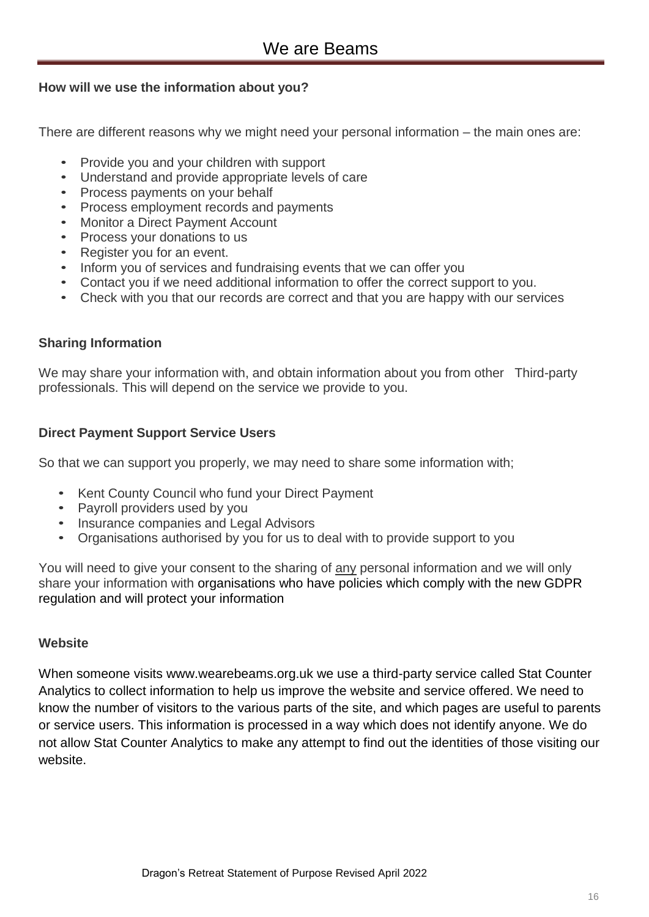**How will we use the information about you?**

There are different reasons why we might need your personal information – the main ones are:

- Provide you and your children with support
- Understand and provide appropriate levels of care
- Process payments on your behalf
- Process employment records and payments
- Monitor a Direct Payment Account
- Process your donations to us
- Register you for an event.
- Inform you of services and fundraising events that we can offer you
- Contact you if we need additional information to offer the correct support to you.
- Check with you that our records are correct and that you are happy with our services

**Sharing Information**

We may share your information with, and obtain information about you from other Third-party professionals. This will depend on the service we provide to you.

**Direct Payment Support Service Users**

So that we can support you properly, we may need to share some information with;

- Kent County Council who fund your Direct Payment
- Payroll providers used by you
- Insurance companies and Legal Advisors
- Organisations authorised by you for us to deal with to provide support to you

You will need to give your consent to the sharing of <u>any</u> personal information and we will only share your information with organisations who have policies which comply with the new GDPR regulation and will protect your information

**Website**

When someone visits www.wearebeams.org.uk we use a third-party service called Stat Counter Analytics to collect information to help us improve the website and service offered. We need to know the number of visitors to the various parts of the site, and which pages are useful to parents or service users. This information is processed in a way which does not identify anyone. We do not allow Stat Counter Analytics to make any attempt to find out the identities of those visiting our website.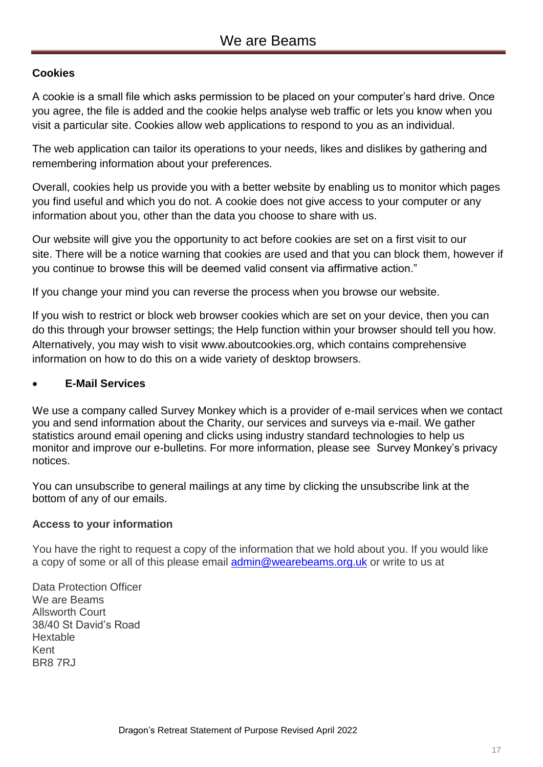**Cookies**

A cookie is a small file which asks permission to be placed on your computer's hard drive. Once you agree, the file is added and the cookie helps analyse web traffic or lets you know when you visit a particular site. Cookies allow web applications to respond to you as an individual.

The web application can tailor its operations to your needs, likes and dislikes by gathering and remembering information about your preferences.

Overall, cookies help us provide you with a better website by enabling us to monitor which pages you find useful and which you do not. A cookie does not give access to your computer or any information about you, other than the data you choose to share with us.

Our website will give you the opportunity to act before cookies are set on a first visit to our site. There will be a notice warning that cookies are used and that you can block them, however if you continue to browse this will be deemed valid consent via affirmative action."

If you change your mind you can reverse the process when you browse our website.

If you wish to restrict or block web browser cookies which are set on your device, then you can do this through your browser settings; the Help function within your browser should tell you how. Alternatively, you may wish to visit www.aboutcookies.org, which contains comprehensive information on how to do this on a wide variety of desktop browsers.

- **E-Mail Services**

We use a company called Survey Monkey which is a provider of e-mail services when we contact you and send information about the Charity, our services and surveys via e-mail. We gather statistics around email opening and clicks using industry standard technologies to help us monitor and improve our e-bulletins. For more information, please see Survey Monkey's privacy notices.

You can unsubscribe to general mailings at any time by clicking the unsubscribe link at the bottom of any of our emails.

**Access to your information**

You have the right to request a copy of the information that we hold about you. If you would like a copy of some or all of this please email admin@wearebeams.org.uk or write to us at

Data Protection Officer
We are Beams
Allsworth Court
38/40 St David's Road
Hextable
Kent
BR8 7RJ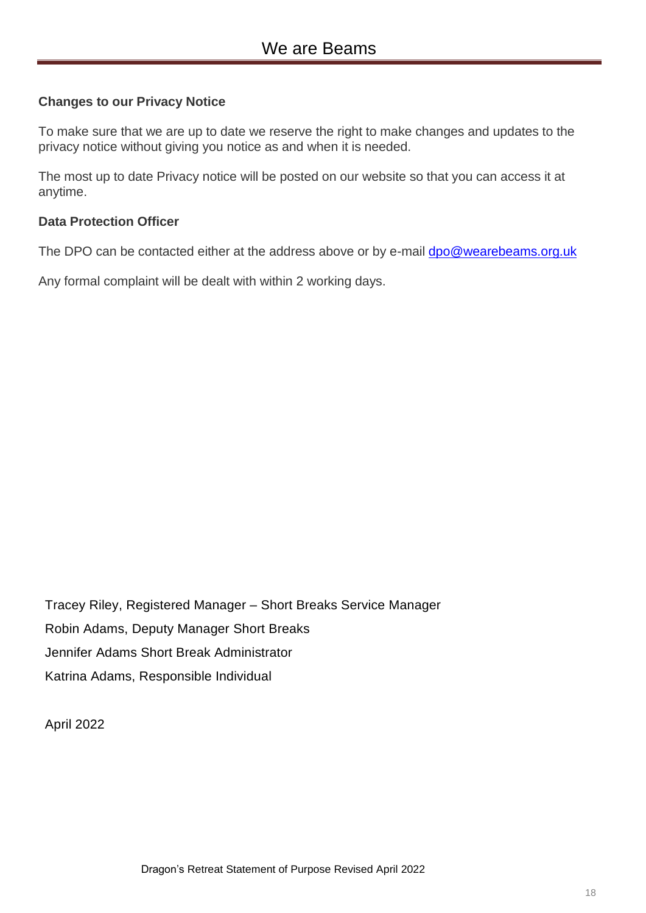**Changes to our Privacy Notice**

To make sure that we are up to date we reserve the right to make changes and updates to the privacy notice without giving you notice as and when it is needed.

The most up to date Privacy notice will be posted on our website so that you can access it at anytime.

**Data Protection Officer**

The DPO can be contacted either at the address above or by e-mail dpo@wearebeams.org.uk

Any formal complaint will be dealt with within 2 working days.

Tracey Riley, Registered Manager – Short Breaks Service Manager

Robin Adams, Deputy Manager Short Breaks

Jennifer Adams Short Break Administrator

Katrina Adams, Responsible Individual

April 2022